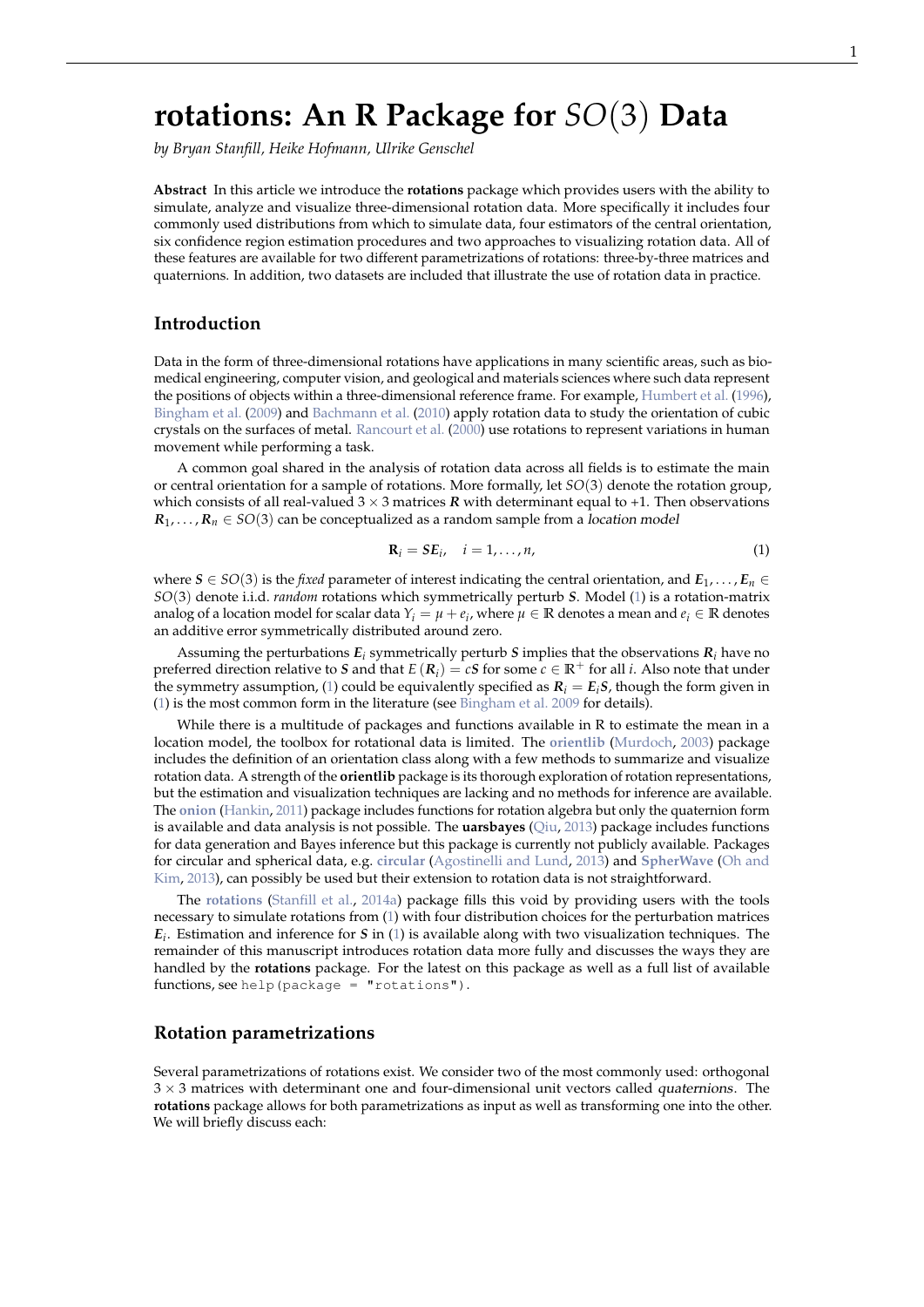# rotations: An R Package for $SO(3)$ Data

*by Bryan Stanfill, Heike Hofmann, Ulrike Genschel*

**Abstract** In this article we introduce the **rotations** package which provides users with the ability to simulate, analyze and visualize three-dimensional rotation data. More specifically it includes four commonly used distributions from which to simulate data, four estimators of the central orientation, six confidence region estimation procedures and two approaches to visualizing rotation data. All of these features are available for two different parametrizations of rotations: three-by-three matrices and quaternions. In addition, two datasets are included that illustrate the use of rotation data in practice.

## Introduction

Data in the form of three-dimensional rotations have applications in many scientific areas, such as bio-medical engineering, computer vision, and geological and materials sciences where such data represent the positions of objects within a three-dimensional reference frame. For example, Humbert et al. (1996), Bingham et al. (2009) and Bachmann et al. (2010) apply rotation data to study the orientation of cubic crystals on the surfaces of metal. Rancourt et al. (2000) use rotations to represent variations in human movement while performing a task.

A common goal shared in the analysis of rotation data across all fields is to estimate the main or central orientation for a sample of rotations. More formally, let $SO(3)$ denote the rotation group, which consists of all real-valued $3 \times 3$ matrices $\boldsymbol{R}$ with determinant equal to +1. Then observations $\boldsymbol{R}_1, \ldots, \boldsymbol{R}_n \in SO(3)$ can be conceptualized as a random sample from a *location model*

$$\mathbf{R}_i = \boldsymbol{S}\boldsymbol{E}_i, \quad i = 1, \ldots, n, \tag{1}$$

where $\boldsymbol{S} \in SO(3)$ is the *fixed* parameter of interest indicating the central orientation, and $\boldsymbol{E}_1, \ldots, \boldsymbol{E}_n \in SO(3)$ denote i.i.d. *random* rotations which symmetrically perturb $\boldsymbol{S}$. Model (1) is a rotation-matrix analog of a location model for scalar data $Y_i = \mu + e_i$, where $\mu \in \mathbb{R}$ denotes a mean and $e_i \in \mathbb{R}$ denotes an additive error symmetrically distributed around zero.

Assuming the perturbations $\boldsymbol{E}_i$ symmetrically perturb $\boldsymbol{S}$ implies that the observations $\boldsymbol{R}_i$ have no preferred direction relative to $\boldsymbol{S}$ and that $E(\boldsymbol{R}_i) = c\boldsymbol{S}$ for some $c \in \mathbb{R}^+$ for all $i$. Also note that under the symmetry assumption, (1) could be equivalently specified as $\boldsymbol{R}_i = \boldsymbol{E}_i\boldsymbol{S}$, though the form given in (1) is the most common form in the literature (see Bingham et al. 2009 for details).

While there is a multitude of packages and functions available in R to estimate the mean in a location model, the toolbox for rotational data is limited. The **orientlib** (Murdoch, 2003) package includes the definition of an orientation class along with a few methods to summarize and visualize rotation data. A strength of the **orientlib** package is its thorough exploration of rotation representations, but the estimation and visualization techniques are lacking and no methods for inference are available. The **onion** (Hankin, 2011) package includes functions for rotation algebra but only the quaternion form is available and data analysis is not possible. The **uarsbayes** (Qiu, 2013) package includes functions for data generation and Bayes inference but this package is currently not publicly available. Packages for circular and spherical data, e.g. **circular** (Agostinelli and Lund, 2013) and **SpherWave** (Oh and Kim, 2013), can possibly be used but their extension to rotation data is not straightforward.

The **rotations** (Stanfill et al., 2014a) package fills this void by providing users with the tools necessary to simulate rotations from (1) with four distribution choices for the perturbation matrices $\boldsymbol{E}_i$. Estimation and inference for $\boldsymbol{S}$ in (1) is available along with two visualization techniques. The remainder of this manuscript introduces rotation data more fully and discusses the ways they are handled by the **rotations** package. For the latest on this package as well as a full list of available functions, see `help(package = "rotations")`.

## Rotation parametrizations

Several parametrizations of rotations exist. We consider two of the most commonly used: orthogonal $3 \times 3$ matrices with determinant one and four-dimensional unit vectors called *quaternions*. The **rotations** package allows for both parametrizations as input as well as transforming one into the other. We will briefly discuss each: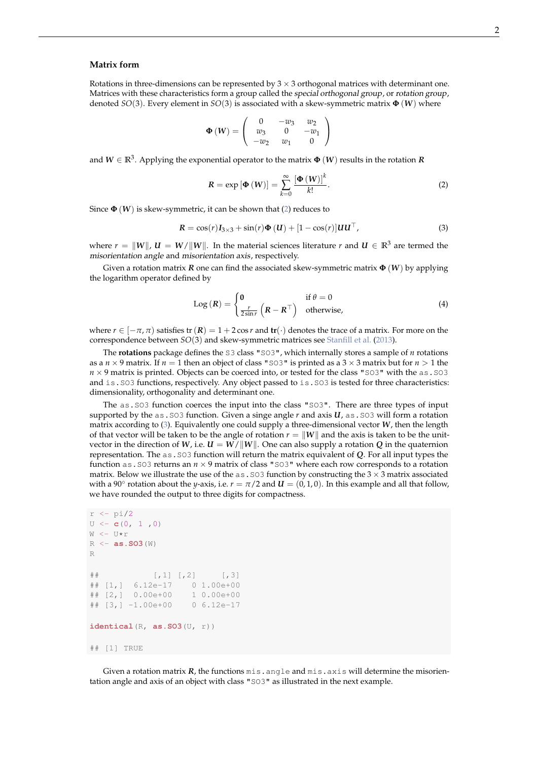### Matrix form

Rotations in three-dimensions can be represented by $3 \times 3$ orthogonal matrices with determinant one. Matrices with these characteristics form a group called the *special orthogonal group*, or *rotation group*, denoted $SO(3)$. Every element in $SO(3)$ is associated with a skew-symmetric matrix $\boldsymbol{\Phi}(\boldsymbol{W})$ where

$$\boldsymbol{\Phi}(\boldsymbol{W}) = \begin{pmatrix} 0 & -w_3 & w_2 \\ w_3 & 0 & -w_1 \\ -w_2 & w_1 & 0 \end{pmatrix}$$

and $\boldsymbol{W} \in \mathbb{R}^3$. Applying the exponential operator to the matrix $\boldsymbol{\Phi}(\boldsymbol{W})$ results in the rotation $\boldsymbol{R}$

$$\boldsymbol{R} = \exp\left[\boldsymbol{\Phi}(\boldsymbol{W})\right] = \sum_{k=0}^{\infty} \frac{[\boldsymbol{\Phi}(\boldsymbol{W})]^k}{k!}. \tag{2}$$

Since $\boldsymbol{\Phi}(\boldsymbol{W})$ is skew-symmetric, it can be shown that (2) reduces to

$$\boldsymbol{R} = \cos(r)\boldsymbol{I}_{3\times 3} + \sin(r)\boldsymbol{\Phi}(\boldsymbol{U}) + [1 - \cos(r)]\boldsymbol{U}\boldsymbol{U}^\top, \tag{3}$$

where $r = \|\boldsymbol{W}\|$, $\boldsymbol{U} = \boldsymbol{W}/\|\boldsymbol{W}\|$. In the material sciences literature $r$ and $\boldsymbol{U} \in \mathbb{R}^3$ are termed the *misorientation angle* and *misorientation axis*, respectively.

Given a rotation matrix $\boldsymbol{R}$ one can find the associated skew-symmetric matrix $\boldsymbol{\Phi}(\boldsymbol{W})$ by applying the logarithm operator defined by

$$\text{Log}(\boldsymbol{R}) = \begin{cases} \boldsymbol{0} & \text{if } \theta = 0 \\ \frac{r}{2\sin r}\left(\boldsymbol{R} - \boldsymbol{R}^\top\right) & \text{otherwise,} \end{cases} \tag{4}$$

where $r \in [-\pi, \pi)$ satisfies $\text{tr}(\boldsymbol{R}) = 1 + 2\cos r$ and $\textbf{tr}(\cdot)$ denotes the trace of a matrix. For more on the correspondence between $SO(3)$ and skew-symmetric matrices see Stanfill et al. (2013).

The **rotations** package defines the S3 class "SO3", which internally stores a sample of $n$ rotations as a $n \times 9$ matrix. If $n = 1$ then an object of class "SO3" is printed as a $3 \times 3$ matrix but for $n > 1$ the $n \times 9$ matrix is printed. Objects can be coerced into, or tested for the class "SO3" with the as.SO3 and is.SO3 functions, respectively. Any object passed to is.SO3 is tested for three characteristics: dimensionality, orthogonality and determinant one.

The as.SO3 function coerces the input into the class "SO3". There are three types of input supported by the as.SO3 function. Given a singe angle $r$ and axis $\boldsymbol{U}$, as.SO3 will form a rotation matrix according to (3). Equivalently one could supply a three-dimensional vector $\boldsymbol{W}$, then the length of that vector will be taken to be the angle of rotation $r = \|\boldsymbol{W}\|$ and the axis is taken to be the unit-vector in the direction of $\boldsymbol{W}$, i.e. $\boldsymbol{U} = \boldsymbol{W}/\|\boldsymbol{W}\|$. One can also supply a rotation $\boldsymbol{Q}$ in the quaternion representation. The as.SO3 function will return the matrix equivalent of $\boldsymbol{Q}$. For all input types the function as.SO3 returns an $n \times 9$ matrix of class "SO3" where each row corresponds to a rotation matrix. Below we illustrate the use of the as.SO3 function by constructing the $3 \times 3$ matrix associated with a 90° rotation about the $y$-axis, i.e. $r = \pi/2$ and $\boldsymbol{U} = (0, 1, 0)$. In this example and all that follow, we have rounded the output to three digits for compactness.

```
r <- pi/2
U <- c(0, 1 ,0)
W <- U*r
R <- as.SO3(W)
R

##            [,1] [,2]     [,3]
## [1,]  6.12e-17    0 1.00e+00
## [2,]  0.00e+00    1 0.00e+00
## [3,] -1.00e+00    0 6.12e-17

identical(R, as.SO3(U, r))

## [1] TRUE
```

Given a rotation matrix $\boldsymbol{R}$, the functions mis.angle and mis.axis will determine the misorientation angle and axis of an object with class "SO3" as illustrated in the next example.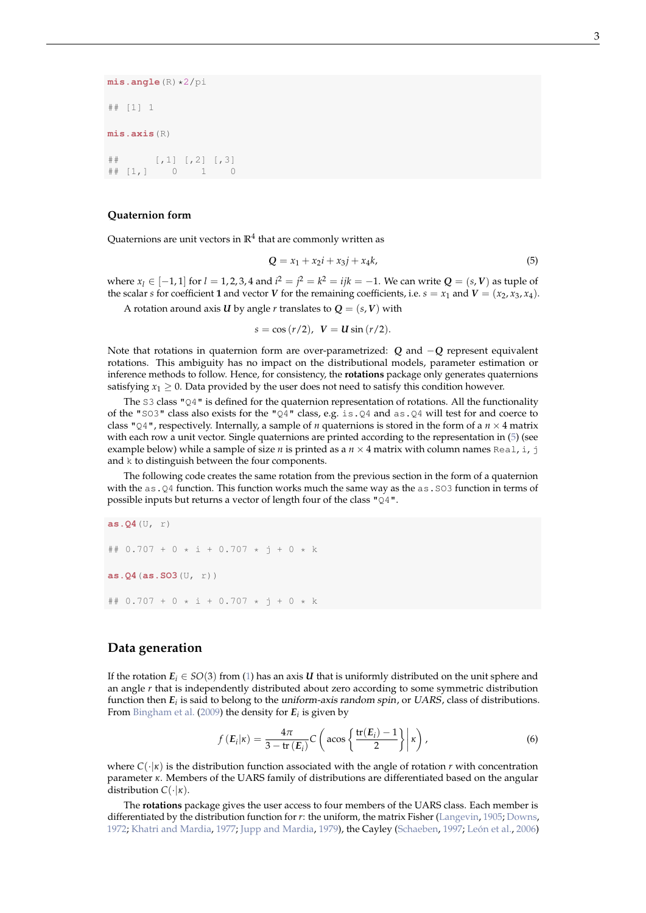```
mis.angle(R)*2/pi

## [1] 1

mis.axis(R)

##      [,1] [,2] [,3]
## [1,]    0    1    0
```

### Quaternion form

Quaternions are unit vectors in $\mathbb{R}^4$ that are commonly written as

$$Q = x_1 + x_2 i + x_3 j + x_4 k, \tag{5}$$

where $x_l \in [-1, 1]$ for $l = 1, 2, 3, 4$ and $i^2 = j^2 = k^2 = ijk = -1$. We can write $\boldsymbol{Q} = (s, \boldsymbol{V})$ as tuple of the scalar $s$ for coefficient **1** and vector $\boldsymbol{V}$ for the remaining coefficients, i.e. $s = x_1$ and $\boldsymbol{V} = (x_2, x_3, x_4)$.

A rotation around axis $\boldsymbol{U}$ by angle $r$ translates to $\boldsymbol{Q} = (s, \boldsymbol{V})$ with

$$s = \cos(r/2), \quad \boldsymbol{V} = \boldsymbol{U} \sin(r/2).$$

Note that rotations in quaternion form are over-parametrized: $\boldsymbol{Q}$ and $-\boldsymbol{Q}$ represent equivalent rotations. This ambiguity has no impact on the distributional models, parameter estimation or inference methods to follow. Hence, for consistency, the **rotations** package only generates quaternions satisfying $x_1 \geq 0$. Data provided by the user does not need to satisfy this condition however.

The `S3` class `"Q4"` is defined for the quaternion representation of rotations. All the functionality of the `"SO3"` class also exists for the `"Q4"` class, e.g. `is.Q4` and `as.Q4` will test for and coerce to class `"Q4"`, respectively. Internally, a sample of $n$ quaternions is stored in the form of a $n \times 4$ matrix with each row a unit vector. Single quaternions are printed according to the representation in (5) (see example below) while a sample of size $n$ is printed as a $n \times 4$ matrix with column names `Real`, `i`, `j` and `k` to distinguish between the four components.

The following code creates the same rotation from the previous section in the form of a quaternion with the `as.Q4` function. This function works much the same way as the `as.SO3` function in terms of possible inputs but returns a vector of length four of the class `"Q4"`.

```
as.Q4(U, r)

## 0.707 + 0 * i + 0.707 * j + 0 * k

as.Q4(as.SO3(U, r))

## 0.707 + 0 * i + 0.707 * j + 0 * k
```

## Data generation

If the rotation $\boldsymbol{E}_i \in SO(3)$ from (1) has an axis $\boldsymbol{U}$ that is uniformly distributed on the unit sphere and an angle $r$ that is independently distributed about zero according to some symmetric distribution function then $\boldsymbol{E}_i$ is said to belong to the *uniform-axis random spin*, or *UARS*, class of distributions. From Bingham et al. (2009) the density for $\boldsymbol{E}_i$ is given by

$$f(\boldsymbol{E}_i|\kappa) = \frac{4\pi}{3 - \mathrm{tr}(\boldsymbol{E}_i)} C\left(\mathrm{acos}\left\{\frac{\mathrm{tr}(\boldsymbol{E}_i) - 1}{2}\right\}\middle|\kappa\right), \tag{6}$$

where $C(\cdot|\kappa)$ is the distribution function associated with the angle of rotation $r$ with concentration parameter $\kappa$. Members of the UARS family of distributions are differentiated based on the angular distribution $C(\cdot|\kappa)$.

The **rotations** package gives the user access to four members of the UARS class. Each member is differentiated by the distribution function for $r$: the uniform, the matrix Fisher (Langevin, 1905; Downs, 1972; Khatri and Mardia, 1977; Jupp and Mardia, 1979), the Cayley (Schaeben, 1997; León et al., 2006)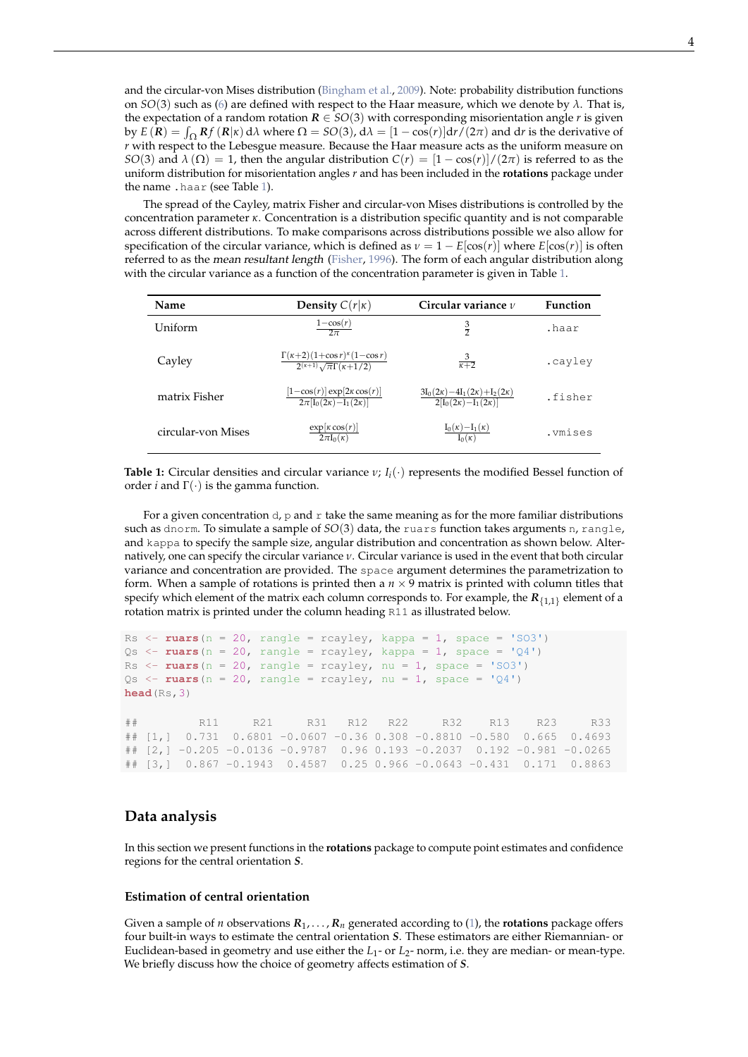and the circular-von Mises distribution (Bingham et al., 2009). Note: probability distribution functions on $SO(3)$ such as (6) are defined with respect to the Haar measure, which we denote by $\lambda$. That is, the expectation of a random rotation $\boldsymbol{R} \in SO(3)$ with corresponding misorientation angle $r$ is given by $E(\boldsymbol{R}) = \int_\Omega \boldsymbol{R} f(\boldsymbol{R}|\kappa)\, \mathrm{d}\lambda$ where $\Omega = SO(3)$, $\mathrm{d}\lambda = [1 - \cos(r)]\mathrm{d}r/(2\pi)$ and $\mathrm{d}r$ is the derivative of $r$ with respect to the Lebesgue measure. Because the Haar measure acts as the uniform measure on $SO(3)$ and $\lambda(\Omega) = 1$, then the angular distribution $C(r) = [1 - \cos(r)]/(2\pi)$ is referred to as the uniform distribution for misorientation angles $r$ and has been included in the **rotations** package under the name `.haar` (see Table 1).

The spread of the Cayley, matrix Fisher and circular-von Mises distributions is controlled by the concentration parameter $\kappa$. Concentration is a distribution specific quantity and is not comparable across different distributions. To make comparisons across distributions possible we also allow for specification of the circular variance, which is defined as $\nu = 1 - E[\cos(r)]$ where $E[\cos(r)]$ is often referred to as the *mean resultant length* (Fisher, 1996). The form of each angular distribution along with the circular variance as a function of the concentration parameter is given in Table 1.

| Name | Density $C(r\|\kappa)$ | Circular variance $\nu$ | Function |
|---|---|---|---|
| Uniform | $\frac{1-\cos(r)}{2\pi}$ | $\frac{3}{2}$ | `.haar` |
| Cayley | $\frac{\Gamma(\kappa+2)(1+\cos r)^\kappa(1-\cos r)}{2^{(\kappa+1)}\sqrt{\pi}\Gamma(\kappa+1/2)}$ | $\frac{3}{\kappa+2}$ | `.cayley` |
| matrix Fisher | $\frac{[1-\cos(r)]\exp[2\kappa\cos(r)]}{2\pi[\mathrm{I}_0(2\kappa)-\mathrm{I}_1(2\kappa)]}$ | $\frac{3\mathrm{I}_0(2\kappa)-4\mathrm{I}_1(2\kappa)+\mathrm{I}_2(2\kappa)}{2[\mathrm{I}_0(2\kappa)-\mathrm{I}_1(2\kappa)]}$ | `.fisher` |
| circular-von Mises | $\frac{\exp[\kappa\cos(r)]}{2\pi\mathrm{I}_0(\kappa)}$ | $\frac{\mathrm{I}_0(\kappa)-\mathrm{I}_1(\kappa)}{\mathrm{I}_0(\kappa)}$ | `.vmises` |

**Table 1:** Circular densities and circular variance $\nu$; $I_i(\cdot)$ represents the modified Bessel function of order $i$ and $\Gamma(\cdot)$ is the gamma function.

For a given concentration `d`, `p` and `r` take the same meaning as for the more familiar distributions such as `dnorm`. To simulate a sample of $SO(3)$ data, the `ruars` function takes arguments `n`, `rangle`, and `kappa` to specify the sample size, angular distribution and concentration as shown below. Alternatively, one can specify the circular variance $\nu$. Circular variance is used in the event that both circular variance and concentration are provided. The `space` argument determines the parametrization to form. When a sample of rotations is printed then a $n \times 9$ matrix is printed with column titles that specify which element of the matrix each column corresponds to. For example, the $\boldsymbol{R}_{\{1,1\}}$ element of a rotation matrix is printed under the column heading `R11` as illustrated below.

```
Rs <- ruars(n = 20, rangle = rcayley, kappa = 1, space = 'SO3')
Qs <- ruars(n = 20, rangle = rcayley, kappa = 1, space = 'Q4')
Rs <- ruars(n = 20, rangle = rcayley, nu = 1, space = 'SO3')
Qs <- ruars(n = 20, rangle = rcayley, nu = 1, space = 'Q4')
head(Rs,3)

##         R11     R21     R31   R12   R22     R32    R13    R23     R33
## [1,]  0.731  0.6801 -0.0607 -0.36 0.308 -0.8810 -0.580  0.665  0.4693
## [2,] -0.205 -0.0136 -0.9787  0.96 0.193 -0.2037  0.192 -0.981 -0.0265
## [3,]  0.867 -0.1943  0.4587  0.25 0.966 -0.0643 -0.431  0.171  0.8863
```

## Data analysis

In this section we present functions in the **rotations** package to compute point estimates and confidence regions for the central orientation $\boldsymbol{S}$.

### Estimation of central orientation

Given a sample of $n$ observations $\boldsymbol{R}_1, \ldots, \boldsymbol{R}_n$ generated according to (1), the **rotations** package offers four built-in ways to estimate the central orientation $\boldsymbol{S}$. These estimators are either Riemannian- or Euclidean-based in geometry and use either the $L_1$- or $L_2$- norm, i.e. they are median- or mean-type. We briefly discuss how the choice of geometry affects estimation of $\boldsymbol{S}$.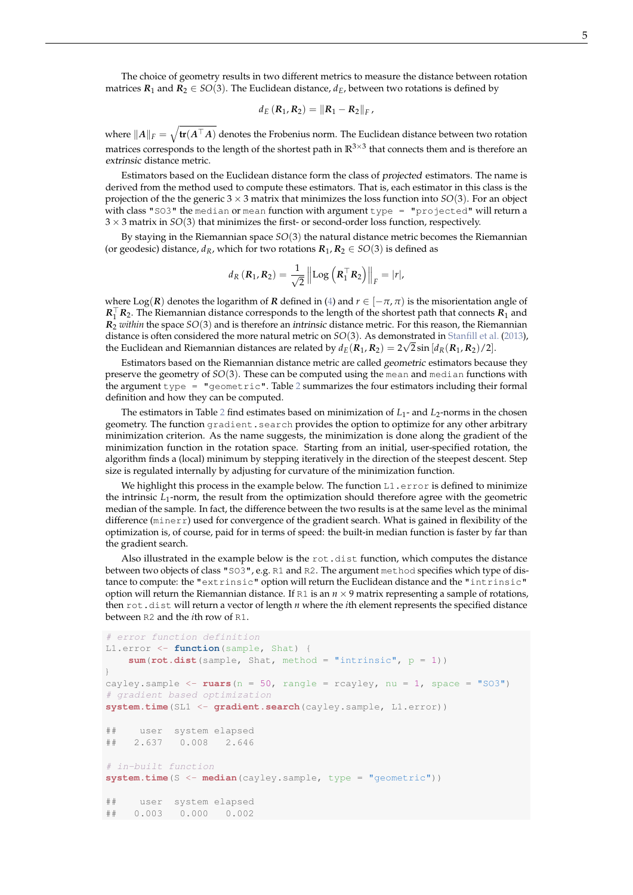The choice of geometry results in two different metrics to measure the distance between rotation matrices $\boldsymbol{R}_1$ and $\boldsymbol{R}_2 \in SO(3)$. The Euclidean distance, $d_E$, between two rotations is defined by

$$d_E(\boldsymbol{R}_1, \boldsymbol{R}_2) = \|\boldsymbol{R}_1 - \boldsymbol{R}_2\|_F,$$

where $\|\boldsymbol{A}\|_F = \sqrt{\mathbf{tr}(\boldsymbol{A}^\top \boldsymbol{A})}$ denotes the Frobenius norm. The Euclidean distance between two rotation matrices corresponds to the length of the shortest path in $\mathbb{R}^{3\times 3}$ that connects them and is therefore an *extrinsic* distance metric.

Estimators based on the Euclidean distance form the class of *projected* estimators. The name is derived from the method used to compute these estimators. That is, each estimator in this class is the projection of the the generic $3 \times 3$ matrix that minimizes the loss function into $SO(3)$. For an object with class "SO3" the median or mean function with argument type = "projected" will return a $3 \times 3$ matrix in $SO(3)$ that minimizes the first- or second-order loss function, respectively.

By staying in the Riemannian space $SO(3)$ the natural distance metric becomes the Riemannian (or geodesic) distance, $d_R$, which for two rotations $\boldsymbol{R}_1, \boldsymbol{R}_2 \in SO(3)$ is defined as

$$d_R(\boldsymbol{R}_1, \boldsymbol{R}_2) = \frac{1}{\sqrt{2}} \left\| \operatorname{Log}\left(\boldsymbol{R}_1^\top \boldsymbol{R}_2\right) \right\|_F = |r|,$$

where $\operatorname{Log}(\boldsymbol{R})$ denotes the logarithm of $\boldsymbol{R}$ defined in (4) and $r \in [-\pi, \pi)$ is the misorientation angle of $\boldsymbol{R}_1^\top \boldsymbol{R}_2$. The Riemannian distance corresponds to the length of the shortest path that connects $\boldsymbol{R}_1$ and $\boldsymbol{R}_2$ *within* the space $SO(3)$ and is therefore an *intrinsic* distance metric. For this reason, the Riemannian distance is often considered the more natural metric on $SO(3)$. As demonstrated in Stanfill et al. (2013), the Euclidean and Riemannian distances are related by $d_E(\boldsymbol{R}_1, \boldsymbol{R}_2) = 2\sqrt{2} \sin[d_R(\boldsymbol{R}_1, \boldsymbol{R}_2)/2]$.

Estimators based on the Riemannian distance metric are called *geometric* estimators because they preserve the geometry of $SO(3)$. These can be computed using the mean and median functions with the argument type = "geometric". Table 2 summarizes the four estimators including their formal definition and how they can be computed.

The estimators in Table 2 find estimates based on minimization of $L_1$- and $L_2$-norms in the chosen geometry. The function gradient.search provides the option to optimize for any other arbitrary minimization criterion. As the name suggests, the minimization is done along the gradient of the minimization function in the rotation space. Starting from an initial, user-specified rotation, the algorithm finds a (local) minimum by stepping iteratively in the direction of the steepest descent. Step size is regulated internally by adjusting for curvature of the minimization function.

We highlight this process in the example below. The function L1.error is defined to minimize the intrinsic $L_1$-norm, the result from the optimization should therefore agree with the geometric median of the sample. In fact, the difference between the two results is at the same level as the minimal difference (minerr) used for convergence of the gradient search. What is gained in flexibility of the optimization is, of course, paid for in terms of speed: the built-in median function is faster by far than the gradient search.

Also illustrated in the example below is the rot.dist function, which computes the distance between two objects of class "SO3", e.g. R1 and R2. The argument method specifies which type of distance to compute: the "extrinsic" option will return the Euclidean distance and the "intrinsic" option will return the Riemannian distance. If R1 is an $n \times 9$ matrix representing a sample of rotations, then rot.dist will return a vector of length $n$ where the $i$th element represents the specified distance between R2 and the $i$th row of R1.

```
# error function definition
L1.error <- function(sample, Shat) {
    sum(rot.dist(sample, Shat, method = "intrinsic", p = 1))
}
cayley.sample <- ruars(n = 50, rangle = rcayley, nu = 1, space = "SO3")
# gradient based optimization
system.time(SL1 <- gradient.search(cayley.sample, L1.error))

##    user  system elapsed
##   2.637   0.008   2.646

# in-built function
system.time(S <- median(cayley.sample, type = "geometric"))

##    user  system elapsed
##   0.003   0.000   0.002
```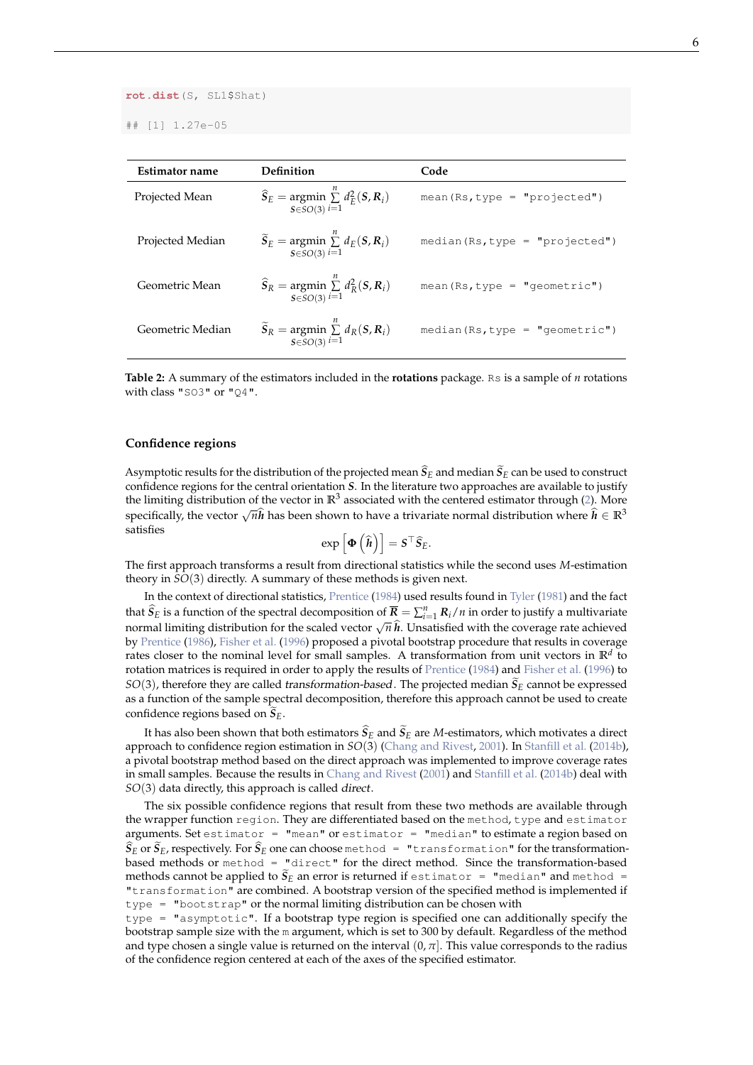```r
rot.dist(S, SL1$Shat)
## [1] 1.27e-05
```

| Estimator name | Definition | Code |
|---|---|---|
| Projected Mean | $\widehat{\boldsymbol{S}}_E = \underset{\boldsymbol{S}\in SO(3)}{\operatorname{argmin}} \sum_{i=1}^{n} d_E^2(\boldsymbol{S}, \boldsymbol{R}_i)$ | `mean(Rs,type = "projected")` |
| Projected Median | $\widetilde{\boldsymbol{S}}_E = \underset{\boldsymbol{S}\in SO(3)}{\operatorname{argmin}} \sum_{i=1}^{n} d_E(\boldsymbol{S}, \boldsymbol{R}_i)$ | `median(Rs,type = "projected")` |
| Geometric Mean | $\widehat{\boldsymbol{S}}_R = \underset{\boldsymbol{S}\in SO(3)}{\operatorname{argmin}} \sum_{i=1}^{n} d_R^2(\boldsymbol{S}, \boldsymbol{R}_i)$ | `mean(Rs,type = "geometric")` |
| Geometric Median | $\widetilde{\boldsymbol{S}}_R = \underset{\boldsymbol{S}\in SO(3)}{\operatorname{argmin}} \sum_{i=1}^{n} d_R(\boldsymbol{S}, \boldsymbol{R}_i)$ | `median(Rs,type = "geometric")` |

**Table 2:** A summary of the estimators included in the **rotations** package. `Rs` is a sample of $n$ rotations with class `"SO3"` or `"Q4"`.

### Confidence regions

Asymptotic results for the distribution of the projected mean $\widehat{\boldsymbol{S}}_E$ and median $\widetilde{\boldsymbol{S}}_E$ can be used to construct confidence regions for the central orientation $\boldsymbol{S}$. In the literature two approaches are available to justify the limiting distribution of the vector in $\mathbb{R}^3$ associated with the centered estimator through (2). More specifically, the vector $\sqrt{n}\widehat{\boldsymbol{h}}$ has been shown to have a trivariate normal distribution where $\widehat{\boldsymbol{h}} \in \mathbb{R}^3$ satisfies

$$\exp\left[\boldsymbol{\Phi}\left(\widehat{\boldsymbol{h}}\right)\right] = \boldsymbol{S}^\top \widehat{\boldsymbol{S}}_E.$$

The first approach transforms a result from directional statistics while the second uses $M$-estimation theory in $SO(3)$ directly. A summary of these methods is given next.

In the context of directional statistics, Prentice (1984) used results found in Tyler (1981) and the fact that $\widehat{\boldsymbol{S}}_E$ is a function of the spectral decomposition of $\overline{\boldsymbol{R}} = \sum_{i=1}^{n} \boldsymbol{R}_i/n$ in order to justify a multivariate normal limiting distribution for the scaled vector $\sqrt{n}\,\widehat{\boldsymbol{h}}$. Unsatisfied with the coverage rate achieved by Prentice (1986), Fisher et al. (1996) proposed a pivotal bootstrap procedure that results in coverage rates closer to the nominal level for small samples. A transformation from unit vectors in $\mathbb{R}^d$ to rotation matrices is required in order to apply the results of Prentice (1984) and Fisher et al. (1996) to $SO(3)$, therefore they are called *transformation-based*. The projected median $\widetilde{\boldsymbol{S}}_E$ cannot be expressed as a function of the sample spectral decomposition, therefore this approach cannot be used to create confidence regions based on $\widetilde{\boldsymbol{S}}_E$.

It has also been shown that both estimators $\widehat{\boldsymbol{S}}_E$ and $\widetilde{\boldsymbol{S}}_E$ are $M$-estimators, which motivates a direct approach to confidence region estimation in $SO(3)$ (Chang and Rivest, 2001). In Stanfill et al. (2014b), a pivotal bootstrap method based on the direct approach was implemented to improve coverage rates in small samples. Because the results in Chang and Rivest (2001) and Stanfill et al. (2014b) deal with $SO(3)$ data directly, this approach is called *direct*.

The six possible confidence regions that result from these two methods are available through the wrapper function `region`. They are differentiated based on the `method`, `type` and `estimator` arguments. Set `estimator = "mean"` or `estimator = "median"` to estimate a region based on $\widehat{\boldsymbol{S}}_E$ or $\widetilde{\boldsymbol{S}}_E$, respectively. For $\widehat{\boldsymbol{S}}_E$ one can choose `method = "transformation"` for the transformation-based methods or `method = "direct"` for the direct method. Since the transformation-based methods cannot be applied to $\widetilde{\boldsymbol{S}}_E$ an error is returned if `estimator = "median"` and `method = "transformation"` are combined. A bootstrap version of the specified method is implemented if `type = "bootstrap"` or the normal limiting distribution can be chosen with `type = "asymptotic"`. If a bootstrap type region is specified one can additionally specify the bootstrap sample size with the `m` argument, which is set to 300 by default. Regardless of the method and type chosen a single value is returned on the interval $(0, \pi]$. This value corresponds to the radius of the confidence region centered at each of the axes of the specified estimator.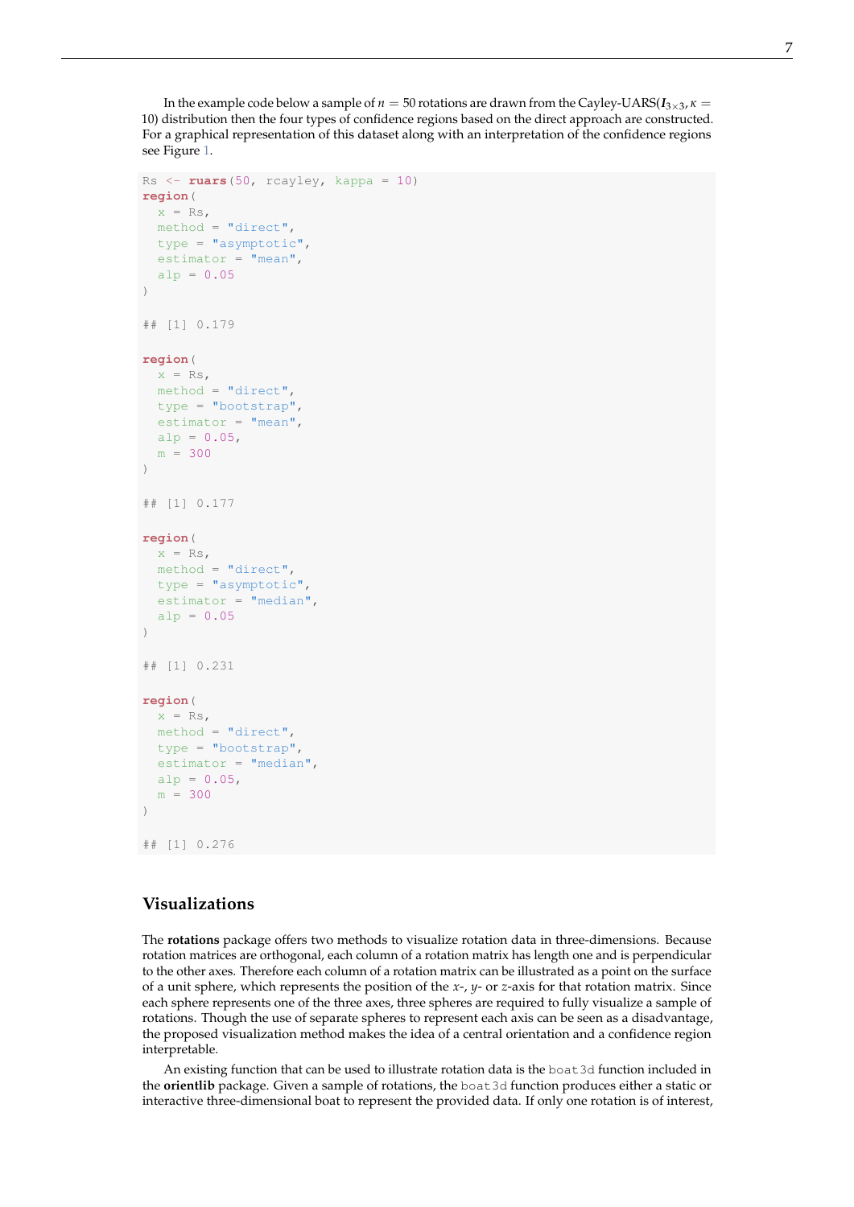In the example code below a sample of $n = 50$ rotations are drawn from the Cayley-UARS($\boldsymbol{I}_{3\times3}, \kappa = 10$) distribution then the four types of confidence regions based on the direct approach are constructed. For a graphical representation of this dataset along with an interpretation of the confidence regions see Figure 1.

```
Rs <- ruars(50, rcayley, kappa = 10)
region(
  x = Rs,
  method = "direct",
  type = "asymptotic",
  estimator = "mean",
  alp = 0.05
)

## [1] 0.179

region(
  x = Rs,
  method = "direct",
  type = "bootstrap",
  estimator = "mean",
  alp = 0.05,
  m = 300
)

## [1] 0.177

region(
  x = Rs,
  method = "direct",
  type = "asymptotic",
  estimator = "median",
  alp = 0.05
)

## [1] 0.231

region(
  x = Rs,
  method = "direct",
  type = "bootstrap",
  estimator = "median",
  alp = 0.05,
  m = 300
)

## [1] 0.276
```

## Visualizations

The **rotations** package offers two methods to visualize rotation data in three-dimensions. Because rotation matrices are orthogonal, each column of a rotation matrix has length one and is perpendicular to the other axes. Therefore each column of a rotation matrix can be illustrated as a point on the surface of a unit sphere, which represents the position of the $x$-, $y$- or $z$-axis for that rotation matrix. Since each sphere represents one of the three axes, three spheres are required to fully visualize a sample of rotations. Though the use of separate spheres to represent each axis can be seen as a disadvantage, the proposed visualization method makes the idea of a central orientation and a confidence region interpretable.

An existing function that can be used to illustrate rotation data is the `boat3d` function included in the **orientlib** package. Given a sample of rotations, the `boat3d` function produces either a static or interactive three-dimensional boat to represent the provided data. If only one rotation is of interest,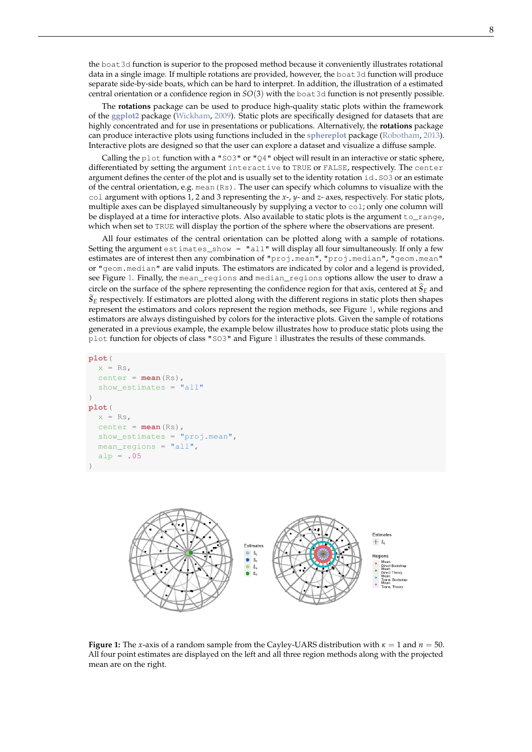the boat3d function is superior to the proposed method because it conveniently illustrates rotational data in a single image. If multiple rotations are provided, however, the boat3d function will produce separate side-by-side boats, which can be hard to interpret. In addition, the illustration of a estimated central orientation or a confidence region in $SO(3)$ with the boat3d function is not presently possible.

The **rotations** package can be used to produce high-quality static plots within the framework of the **ggplot2** package (Wickham, 2009). Static plots are specifically designed for datasets that are highly concentrated and for use in presentations or publications. Alternatively, the **rotations** package can produce interactive plots using functions included in the **sphereplot** package (Robotham, 2013). Interactive plots are designed so that the user can explore a dataset and visualize a diffuse sample.

Calling the plot function with a "SO3" or "Q4" object will result in an interactive or static sphere, differentiated by setting the argument interactive to TRUE or FALSE, respectively. The center argument defines the center of the plot and is usually set to the identity rotation id.SO3 or an estimate of the central orientation, e.g. mean(Rs). The user can specify which columns to visualize with the col argument with options 1, 2 and 3 representing the $x$-, $y$- and $z$- axes, respectively. For static plots, multiple axes can be displayed simultaneously by supplying a vector to col; only one column will be displayed at a time for interactive plots. Also available to static plots is the argument to_range, which when set to TRUE will display the portion of the sphere where the observations are present.

All four estimates of the central orientation can be plotted along with a sample of rotations. Setting the argument estimates_show = "all" will display all four simultaneously. If only a few estimates are of interest then any combination of "proj.mean", "proj.median", "geom.mean" or "geom.median" are valid inputs. The estimators are indicated by color and a legend is provided, see Figure 1. Finally, the mean_regions and median_regions options allow the user to draw a circle on the surface of the sphere representing the confidence region for that axis, centered at $\widehat{S}_E$ and $\widetilde{S}_E$ respectively. If estimators are plotted along with the different regions in static plots then shapes represent the estimators and colors represent the region methods, see Figure 1, while regions and estimators are always distinguished by colors for the interactive plots. Given the sample of rotations generated in a previous example, the example below illustrates how to produce static plots using the plot function for objects of class "SO3" and Figure 1 illustrates the results of these commands.

```
plot(
  x = Rs,
  center = mean(Rs),
  show_estimates = "all"
)
plot(
  x = Rs,
  center = mean(Rs),
  show_estimates = "proj.mean",
  mean_regions = "all",
  alp = .05
)
```

**Figure 1:** The $x$-axis of a random sample from the Cayley-UARS distribution with $\kappa = 1$ and $n = 50$. All four point estimates are displayed on the left and all three region methods along with the projected mean are on the right.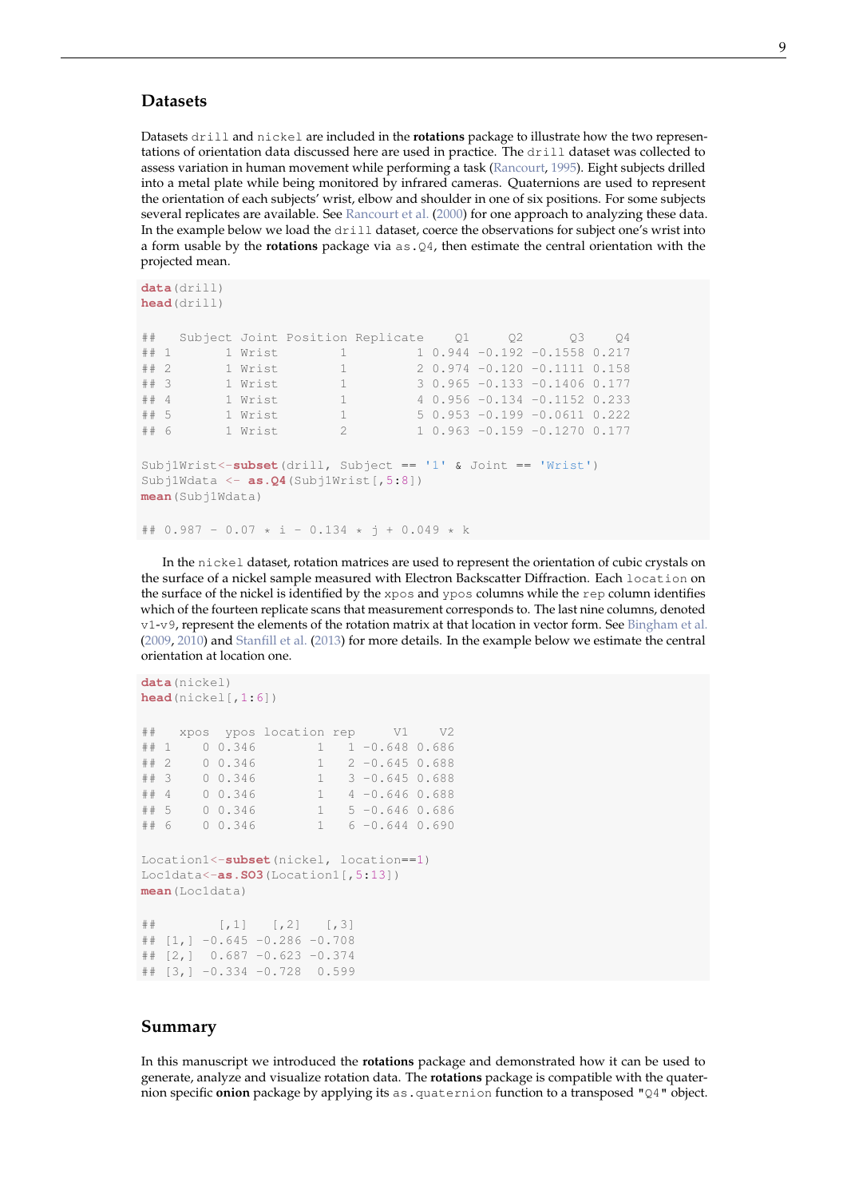## Datasets

Datasets `drill` and `nickel` are included in the **rotations** package to illustrate how the two representations of orientation data discussed here are used in practice. The `drill` dataset was collected to assess variation in human movement while performing a task (Rancourt, 1995). Eight subjects drilled into a metal plate while being monitored by infrared cameras. Quaternions are used to represent the orientation of each subjects' wrist, elbow and shoulder in one of six positions. For some subjects several replicates are available. See Rancourt et al. (2000) for one approach to analyzing these data. In the example below we load the `drill` dataset, coerce the observations for subject one's wrist into a form usable by the **rotations** package via `as.Q4`, then estimate the central orientation with the projected mean.

```
data(drill)
head(drill)

##   Subject Joint Position Replicate    Q1     Q2      Q3    Q4
## 1       1 Wrist        1         1 0.944 -0.192 -0.1558 0.217
## 2       1 Wrist        1         2 0.974 -0.120 -0.1111 0.158
## 3       1 Wrist        1         3 0.965 -0.133 -0.1406 0.177
## 4       1 Wrist        1         4 0.956 -0.134 -0.1152 0.233
## 5       1 Wrist        1         5 0.953 -0.199 -0.0611 0.222
## 6       1 Wrist        2         1 0.963 -0.159 -0.1270 0.177

Subj1Wrist<-subset(drill, Subject == '1' & Joint == 'Wrist')
Subj1Wdata <- as.Q4(Subj1Wrist[,5:8])
mean(Subj1Wdata)

## 0.987 - 0.07 * i - 0.134 * j + 0.049 * k
```

In the `nickel` dataset, rotation matrices are used to represent the orientation of cubic crystals on the surface of a nickel sample measured with Electron Backscatter Diffraction. Each `location` on the surface of the nickel is identified by the `xpos` and `ypos` columns while the `rep` column identifies which of the fourteen replicate scans that measurement corresponds to. The last nine columns, denoted `v1`-`v9`, represent the elements of the rotation matrix at that location in vector form. See Bingham et al. (2009, 2010) and Stanfill et al. (2013) for more details. In the example below we estimate the central orientation at location one.

```
data(nickel)
head(nickel[,1:6])

##   xpos  ypos location rep     V1    V2
## 1    0 0.346        1   1 -0.648 0.686
## 2    0 0.346        1   2 -0.645 0.688
## 3    0 0.346        1   3 -0.645 0.688
## 4    0 0.346        1   4 -0.646 0.688
## 5    0 0.346        1   5 -0.646 0.686
## 6    0 0.346        1   6 -0.644 0.690

Location1<-subset(nickel, location==1)
Loc1data<-as.SO3(Location1[,5:13])
mean(Loc1data)

##        [,1]   [,2]   [,3]
## [1,] -0.645 -0.286 -0.708
## [2,]  0.687 -0.623 -0.374
## [3,] -0.334 -0.728  0.599
```

## Summary

In this manuscript we introduced the **rotations** package and demonstrated how it can be used to generate, analyze and visualize rotation data. The **rotations** package is compatible with the quaternion specific **onion** package by applying its `as.quaternion` function to a transposed `"Q4"` object.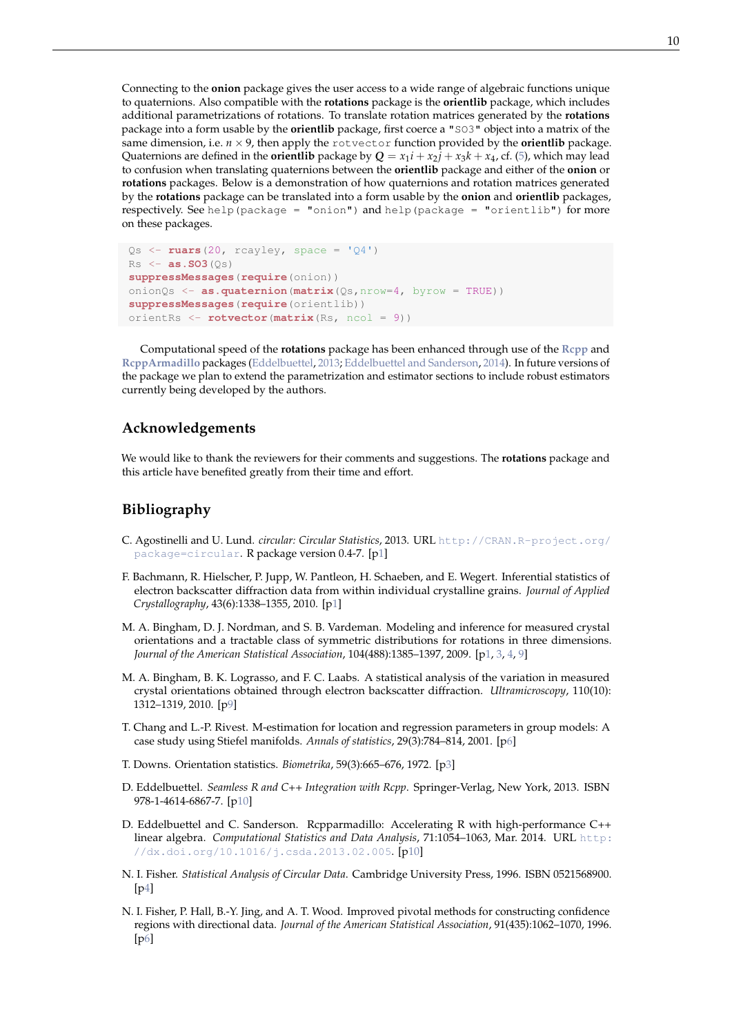Connecting to the **onion** package gives the user access to a wide range of algebraic functions unique to quaternions. Also compatible with the **rotations** package is the **orientlib** package, which includes additional parametrizations of rotations. To translate rotation matrices generated by the **rotations** package into a form usable by the **orientlib** package, first coerce a `"SO3"` object into a matrix of the same dimension, i.e. $n \times 9$, then apply the `rotvector` function provided by the **orientlib** package. Quaternions are defined in the **orientlib** package by $\boldsymbol{Q} = x_1 i + x_2 j + x_3 k + x_4$, cf. (5), which may lead to confusion when translating quaternions between the **orientlib** package and either of the **onion** or **rotations** packages. Below is a demonstration of how quaternions and rotation matrices generated by the **rotations** package can be translated into a form usable by the **onion** and **orientlib** packages, respectively. See `help(package = "onion")` and `help(package = "orientlib")` for more on these packages.

```
Qs <- ruars(20, rcayley, space = 'Q4')
Rs <- as.SO3(Qs)
suppressMessages(require(onion))
onionQs <- as.quaternion(matrix(Qs,nrow=4, byrow = TRUE))
suppressMessages(require(orientlib))
orientRs <- rotvector(matrix(Rs, ncol = 9))
```

Computational speed of the **rotations** package has been enhanced through use of the **Rcpp** and **RcppArmadillo** packages (Eddelbuettel, 2013; Eddelbuettel and Sanderson, 2014). In future versions of the package we plan to extend the parametrization and estimator sections to include robust estimators currently being developed by the authors.

## Acknowledgements

We would like to thank the reviewers for their comments and suggestions. The **rotations** package and this article have benefited greatly from their time and effort.

## Bibliography

C. Agostinelli and U. Lund. *circular: Circular Statistics*, 2013. URL http://CRAN.R-project.org/package=circular. R package version 0.4-7. [p1]

F. Bachmann, R. Hielscher, P. Jupp, W. Pantleon, H. Schaeben, and E. Wegert. Inferential statistics of electron backscatter diffraction data from within individual crystalline grains. *Journal of Applied Crystallography*, 43(6):1338–1355, 2010. [p1]

M. A. Bingham, D. J. Nordman, and S. B. Vardeman. Modeling and inference for measured crystal orientations and a tractable class of symmetric distributions for rotations in three dimensions. *Journal of the American Statistical Association*, 104(488):1385–1397, 2009. [p1, 3, 4, 9]

M. A. Bingham, B. K. Lograsso, and F. C. Laabs. A statistical analysis of the variation in measured crystal orientations obtained through electron backscatter diffraction. *Ultramicroscopy*, 110(10):1312–1319, 2010. [p9]

T. Chang and L.-P. Rivest. M-estimation for location and regression parameters in group models: A case study using Stiefel manifolds. *Annals of statistics*, 29(3):784–814, 2001. [p6]

T. Downs. Orientation statistics. *Biometrika*, 59(3):665–676, 1972. [p3]

D. Eddelbuettel. *Seamless R and C++ Integration with Rcpp*. Springer-Verlag, New York, 2013. ISBN 978-1-4614-6867-7. [p10]

D. Eddelbuettel and C. Sanderson. Rcpparmadillo: Accelerating R with high-performance C++ linear algebra. *Computational Statistics and Data Analysis*, 71:1054–1063, Mar. 2014. URL http://dx.doi.org/10.1016/j.csda.2013.02.005. [p10]

N. I. Fisher. *Statistical Analysis of Circular Data*. Cambridge University Press, 1996. ISBN 0521568900. [p4]

N. I. Fisher, P. Hall, B.-Y. Jing, and A. T. Wood. Improved pivotal methods for constructing confidence regions with directional data. *Journal of the American Statistical Association*, 91(435):1062–1070, 1996. [p6]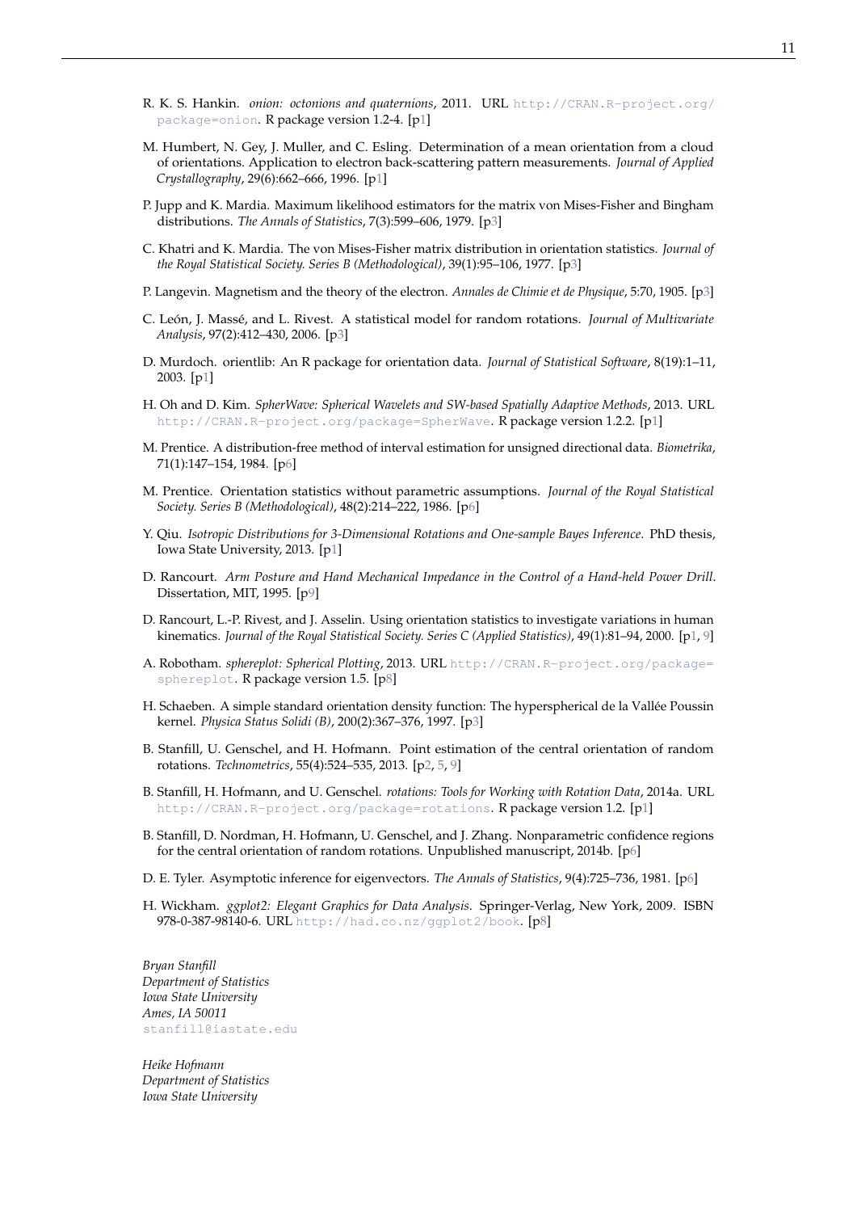R. K. S. Hankin. *onion: octonions and quaternions*, 2011. URL http://CRAN.R-project.org/package=onion. R package version 1.2-4. [p1]

M. Humbert, N. Gey, J. Muller, and C. Esling. Determination of a mean orientation from a cloud of orientations. Application to electron back-scattering pattern measurements. *Journal of Applied Crystallography*, 29(6):662–666, 1996. [p1]

P. Jupp and K. Mardia. Maximum likelihood estimators for the matrix von Mises-Fisher and Bingham distributions. *The Annals of Statistics*, 7(3):599–606, 1979. [p3]

C. Khatri and K. Mardia. The von Mises-Fisher matrix distribution in orientation statistics. *Journal of the Royal Statistical Society. Series B (Methodological)*, 39(1):95–106, 1977. [p3]

P. Langevin. Magnetism and the theory of the electron. *Annales de Chimie et de Physique*, 5:70, 1905. [p3]

C. León, J. Massé, and L. Rivest. A statistical model for random rotations. *Journal of Multivariate Analysis*, 97(2):412–430, 2006. [p3]

D. Murdoch. orientlib: An R package for orientation data. *Journal of Statistical Software*, 8(19):1–11, 2003. [p1]

H. Oh and D. Kim. *SpherWave: Spherical Wavelets and SW-based Spatially Adaptive Methods*, 2013. URL http://CRAN.R-project.org/package=SpherWave. R package version 1.2.2. [p1]

M. Prentice. A distribution-free method of interval estimation for unsigned directional data. *Biometrika*, 71(1):147–154, 1984. [p6]

M. Prentice. Orientation statistics without parametric assumptions. *Journal of the Royal Statistical Society. Series B (Methodological)*, 48(2):214–222, 1986. [p6]

Y. Qiu. *Isotropic Distributions for 3-Dimensional Rotations and One-sample Bayes Inference*. PhD thesis, Iowa State University, 2013. [p1]

D. Rancourt. *Arm Posture and Hand Mechanical Impedance in the Control of a Hand-held Power Drill*. Dissertation, MIT, 1995. [p9]

D. Rancourt, L.-P. Rivest, and J. Asselin. Using orientation statistics to investigate variations in human kinematics. *Journal of the Royal Statistical Society. Series C (Applied Statistics)*, 49(1):81–94, 2000. [p1, 9]

A. Robotham. *sphereplot: Spherical Plotting*, 2013. URL http://CRAN.R-project.org/package=sphereplot. R package version 1.5. [p8]

H. Schaeben. A simple standard orientation density function: The hyperspherical de la Vallée Poussin kernel. *Physica Status Solidi (B)*, 200(2):367–376, 1997. [p3]

B. Stanfill, U. Genschel, and H. Hofmann. Point estimation of the central orientation of random rotations. *Technometrics*, 55(4):524–535, 2013. [p2, 5, 9]

B. Stanfill, H. Hofmann, and U. Genschel. *rotations: Tools for Working with Rotation Data*, 2014a. URL http://CRAN.R-project.org/package=rotations. R package version 1.2. [p1]

B. Stanfill, D. Nordman, H. Hofmann, U. Genschel, and J. Zhang. Nonparametric confidence regions for the central orientation of random rotations. Unpublished manuscript, 2014b. [p6]

D. E. Tyler. Asymptotic inference for eigenvectors. *The Annals of Statistics*, 9(4):725–736, 1981. [p6]

H. Wickham. *ggplot2: Elegant Graphics for Data Analysis*. Springer-Verlag, New York, 2009. ISBN 978-0-387-98140-6. URL http://had.co.nz/ggplot2/book. [p8]

*Bryan Stanfill*
*Department of Statistics*
*Iowa State University*
*Ames, IA 50011*
stanfill@iastate.edu

*Heike Hofmann*
*Department of Statistics*
*Iowa State University*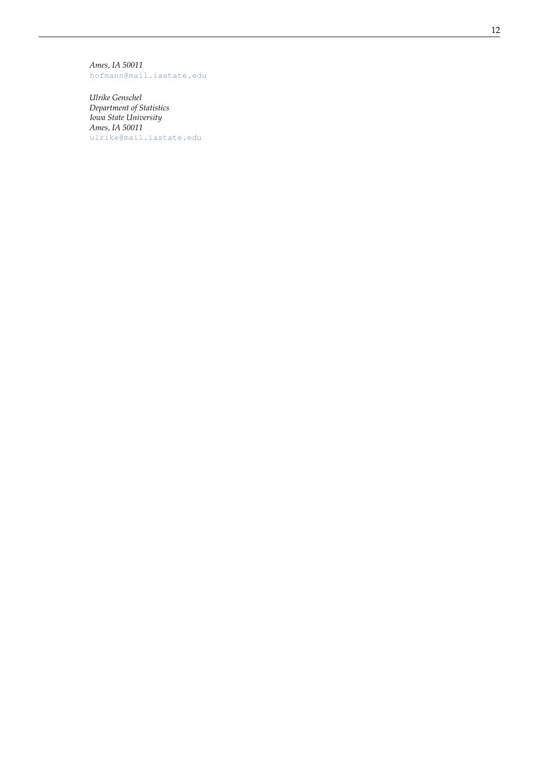*Ames, IA 50011*
hofmann@mail.iastate.edu

*Ulrike Genschel*
*Department of Statistics*
*Iowa State University*
*Ames, IA 50011*
ulrike@mail.iastate.edu